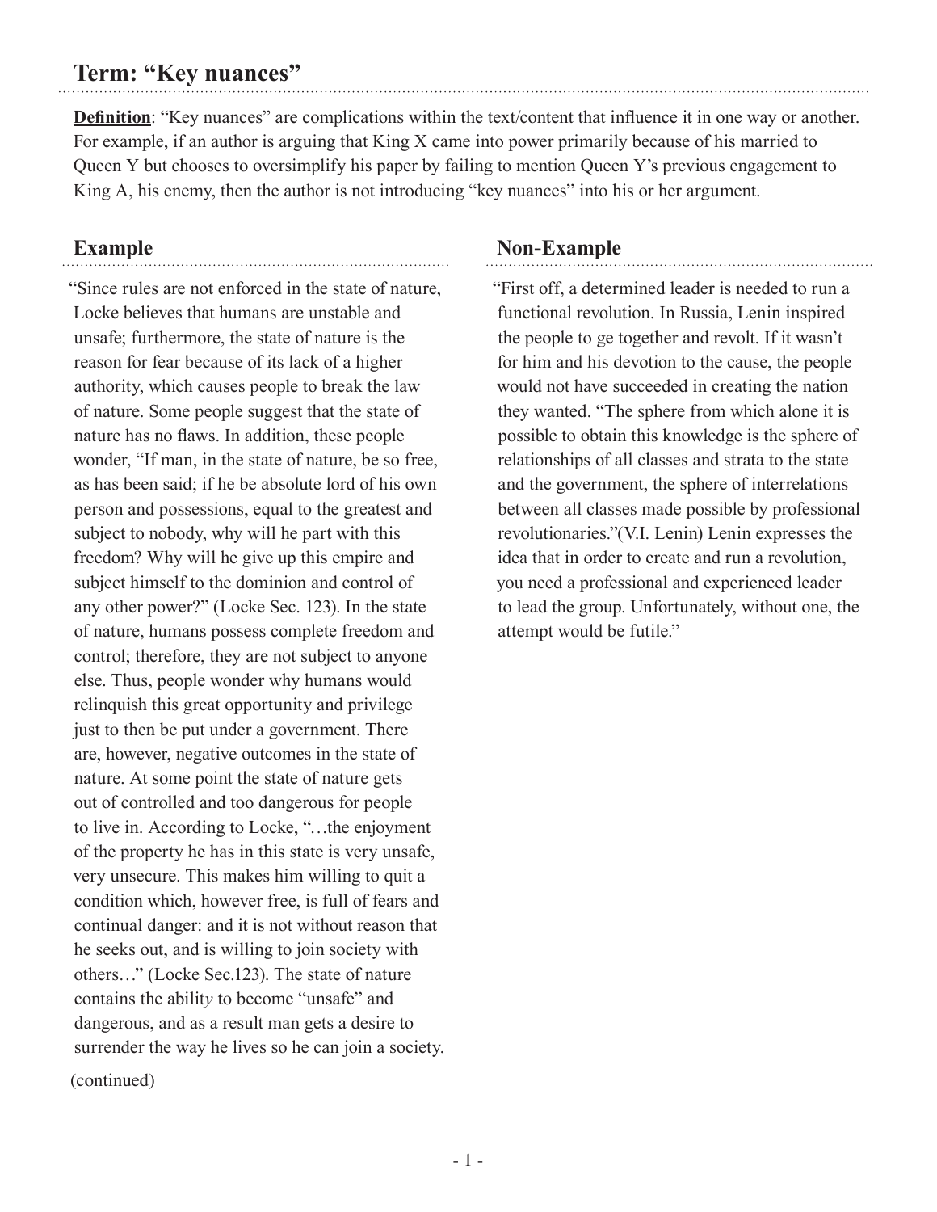## Term: "Key nuances"

**Definition**: "Key nuances" are complications within the text/content that influence it in one way or another. For example, if an author is arguing that King X came into power primarily because of his married to Queen Y but chooses to oversimplify his paper by failing to mention Queen Y's previous engagement to King A, his enemy, then the author is not introducing "key nuances" into his or her argument.

### Example

"Since rules are not enforced in the state of nature, Locke believes that humans are unstable and unsafe; furthermore, the state of nature is the reason for fear because of its lack of a higher authority, which causes people to break the law of nature. Some people suggest that the state of nature has no flaws. In addition, these people wonder, "If man, in the state of nature, be so free, as has been said; if he be absolute lord of his own person and possessions, equal to the greatest and subject to nobody, why will he part with this freedom? Why will he give up this empire and subject himself to the dominion and control of any other power?" (Locke Sec. 123). In the state of nature, humans possess complete freedom and control; therefore, they are not subject to anyone else. Thus, people wonder why humans would relinquish this great opportunity and privilege just to then be put under a government. There are, however, negative outcomes in the state of nature. At some point the state of nature gets out of controlled and too dangerous for people to live in. According to Locke, "…the enjoyment of the property he has in this state is very unsafe, very unsecure. This makes him willing to quit a condition which, however free, is full of fears and continual danger: and it is not without reason that he seeks out, and is willing to join society with others…" (Locke Sec.123). The state of nature contains the ability to become "unsafe" and dangerous, and as a result man gets a desire to surrender the way he lives so he can join a society.

(continued)

### Non-Example

"First off, a determined leader is needed to run a functional revolution. In Russia, Lenin inspired the people to ge together and revolt. If it wasn't for him and his devotion to the cause, the people would not have succeeded in creating the nation they wanted. "The sphere from which alone it is possible to obtain this knowledge is the sphere of relationships of all classes and strata to the state and the government, the sphere of interrelations between all classes made possible by professional revolutionaries."(V.I. Lenin) Lenin expresses the idea that in order to create and run a revolution, you need a professional and experienced leader to lead the group. Unfortunately, without one, the attempt would be futile."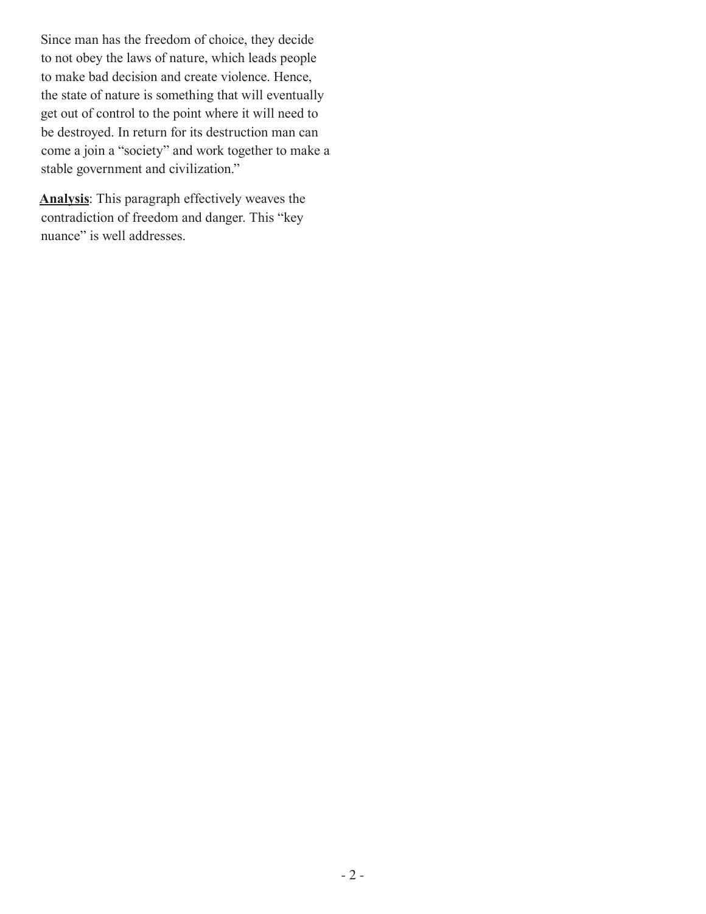Since man has the freedom of choice, they decide to not obey the laws of nature, which leads people to make bad decision and create violence. Hence, the state of nature is something that will eventually get out of control to the point where it will need to be destroyed. In return for its destruction man can come a join a "society" and work together to make a stable government and civilization."

**<u>Analysis</u>**: This paragraph effectively weaves the contradiction of freedom and danger. This "key nuance" is well addresses.